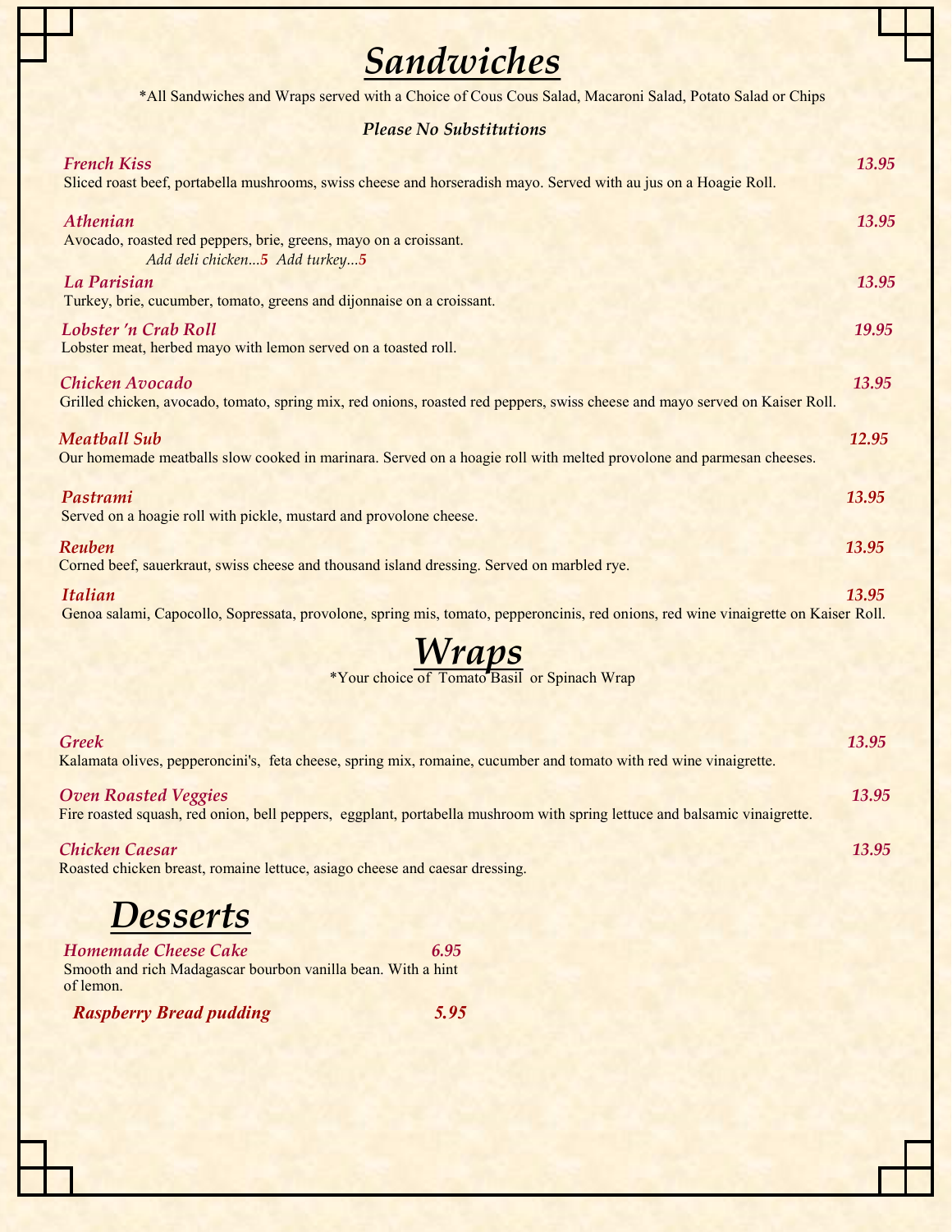# Sandwiches

*All Sandwiches and Wraps served with a Choice of Cous Cous Salad, Macaroni Salad, Potato Salad or Chips

***Please No Substitutions***

***French Kiss*** — *13.95*
Sliced roast beef, portabella mushrooms, swiss cheese and horseradish mayo. Served with au jus on a Hoagie Roll.

***Athenian*** — *13.95*
Avocado, roasted red peppers, brie, greens, mayo on a croissant.
*Add deli chicken...5 Add turkey...5*

***La Parisian*** — *13.95*
Turkey, brie, cucumber, tomato, greens and dijonnaise on a croissant.

***Lobster 'n Crab Roll*** — *19.95*
Lobster meat, herbed mayo with lemon served on a toasted roll.

***Chicken Avocado*** — *13.95*
Grilled chicken, avocado, tomato, spring mix, red onions, roasted red peppers, swiss cheese and mayo served on Kaiser Roll.

***Meatball Sub*** — *12.95*
Our homemade meatballs slow cooked in marinara. Served on a hoagie roll with melted provolone and parmesan cheeses.

***Pastrami*** — *13.95*
Served on a hoagie roll with pickle, mustard and provolone cheese.

***Reuben*** — *13.95*
Corned beef, sauerkraut, swiss cheese and thousand island dressing. Served on marbled rye.

***Italian*** — *13.95*
Genoa salami, Capocollo, Sopressata, provolone, spring mis, tomato, pepperoncinis, red onions, red wine vinaigrette on Kaiser Roll.

# Wraps

*Your choice of Tomato Basil or Spinach Wrap

***Greek*** — *13.95*
Kalamata olives, pepperoncini's, feta cheese, spring mix, romaine, cucumber and tomato with red wine vinaigrette.

***Oven Roasted Veggies*** — *13.95*
Fire roasted squash, red onion, bell peppers, eggplant, portabella mushroom with spring lettuce and balsamic vinaigrette.

***Chicken Caesar*** — *13.95*
Roasted chicken breast, romaine lettuce, asiago cheese and caesar dressing.

# Desserts

***Homemade Cheese Cake*** — *6.95*
Smooth and rich Madagascar bourbon vanilla bean. With a hint of lemon.

***Raspberry Bread pudding*** — *5.95*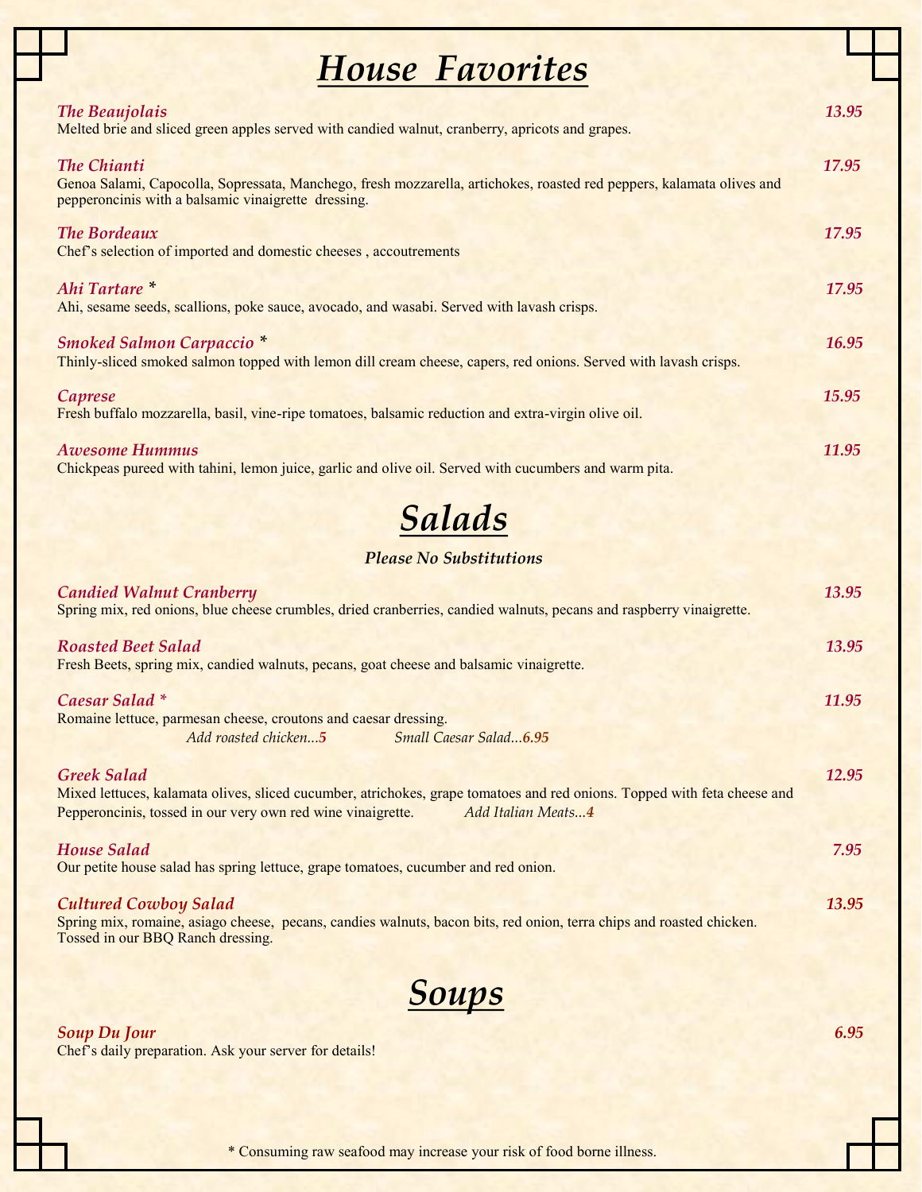# House Favorites

***The Beaujolais*** ***13.95***
Melted brie and sliced green apples served with candied walnut, cranberry, apricots and grapes.

***The Chianti*** ***17.95***
Genoa Salami, Capocolla, Sopressata, Manchego, fresh mozzarella, artichokes, roasted red peppers, kalamata olives and pepperoncinis with a balsamic vinaigrette dressing.

***The Bordeaux*** ***17.95***
Chef's selection of imported and domestic cheeses , accoutrements

***Ahi Tartare **** ***17.95***
Ahi, sesame seeds, scallions, poke sauce, avocado, and wasabi. Served with lavash crisps.

***Smoked Salmon Carpaccio **** ***16.95***
Thinly-sliced smoked salmon topped with lemon dill cream cheese, capers, red onions. Served with lavash crisps.

***Caprese*** ***15.95***
Fresh buffalo mozzarella, basil, vine-ripe tomatoes, balsamic reduction and extra-virgin olive oil.

***Awesome Hummus*** ***11.95***
Chickpeas pureed with tahini, lemon juice, garlic and olive oil. Served with cucumbers and warm pita.

# Salads

***Please No Substitutions***

***Candied Walnut Cranberry*** ***13.95***
Spring mix, red onions, blue cheese crumbles, dried cranberries, candied walnuts, pecans and raspberry vinaigrette.

***Roasted Beet Salad*** ***13.95***
Fresh Beets, spring mix, candied walnuts, pecans, goat cheese and balsamic vinaigrette.

***Caesar Salad **** ***11.95***
Romaine lettuce, parmesan cheese, croutons and caesar dressing.
*Add roasted chicken...**5*** *Small Caesar Salad...**6.95***

***Greek Salad*** ***12.95***
Mixed lettuces, kalamata olives, sliced cucumber, atrichokes, grape tomatoes and red onions. Topped with feta cheese and Pepperoncinis, tossed in our very own red wine vinaigrette. *Add Italian Meats...**4***

***House Salad*** ***7.95***
Our petite house salad has spring lettuce, grape tomatoes, cucumber and red onion.

***Cultured Cowboy Salad*** ***13.95***
Spring mix, romaine, asiago cheese, pecans, candies walnuts, bacon bits, red onion, terra chips and roasted chicken. Tossed in our BBQ Ranch dressing.

# Soups

***Soup Du Jour*** ***6.95***
Chef's daily preparation. Ask your server for details!

* Consuming raw seafood may increase your risk of food borne illness.